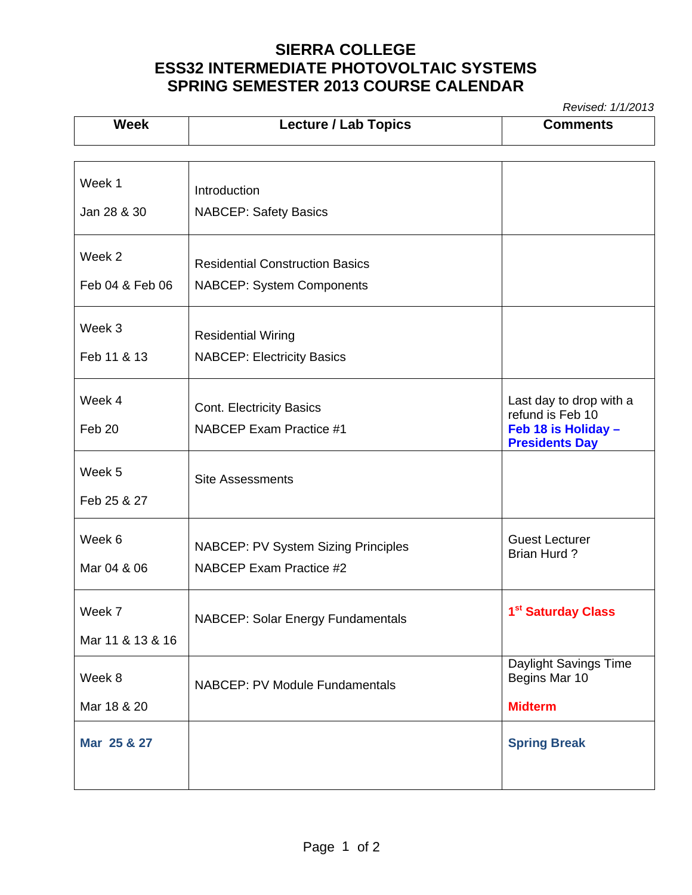# SIERRA COLLEGE
# ESS32 INTERMEDIATE PHOTOVOLTAIC SYSTEMS
# SPRING SEMESTER 2013 COURSE CALENDAR

*Revised: 1/1/2013*

| Week | Lecture / Lab Topics | Comments |
|---|---|---|
| Week 1<br>Jan 28 & 30 | Introduction<br>NABCEP: Safety Basics | |
| Week 2<br>Feb 04 & Feb 06 | Residential Construction Basics<br>NABCEP: System Components | |
| Week 3<br>Feb 11 & 13 | Residential Wiring<br>NABCEP: Electricity Basics | |
| Week 4<br>Feb 20 | Cont. Electricity Basics<br>NABCEP Exam Practice #1 | Last day to drop with a refund is Feb 10<br>**Feb 18 is Holiday – Presidents Day** |
| Week 5<br>Feb 25 & 27 | Site Assessments | |
| Week 6<br>Mar 04 & 06 | NABCEP: PV System Sizing Principles<br>NABCEP Exam Practice #2 | Guest Lecturer<br>Brian Hurd ? |
| Week 7<br>Mar 11 & 13 & 16 | NABCEP: Solar Energy Fundamentals | **1st Saturday Class** |
| Week 8<br>Mar 18 & 20 | NABCEP: PV Module Fundamentals | Daylight Savings Time Begins Mar 10<br>**Midterm** |
| **Mar 25 & 27** | | **Spring Break** |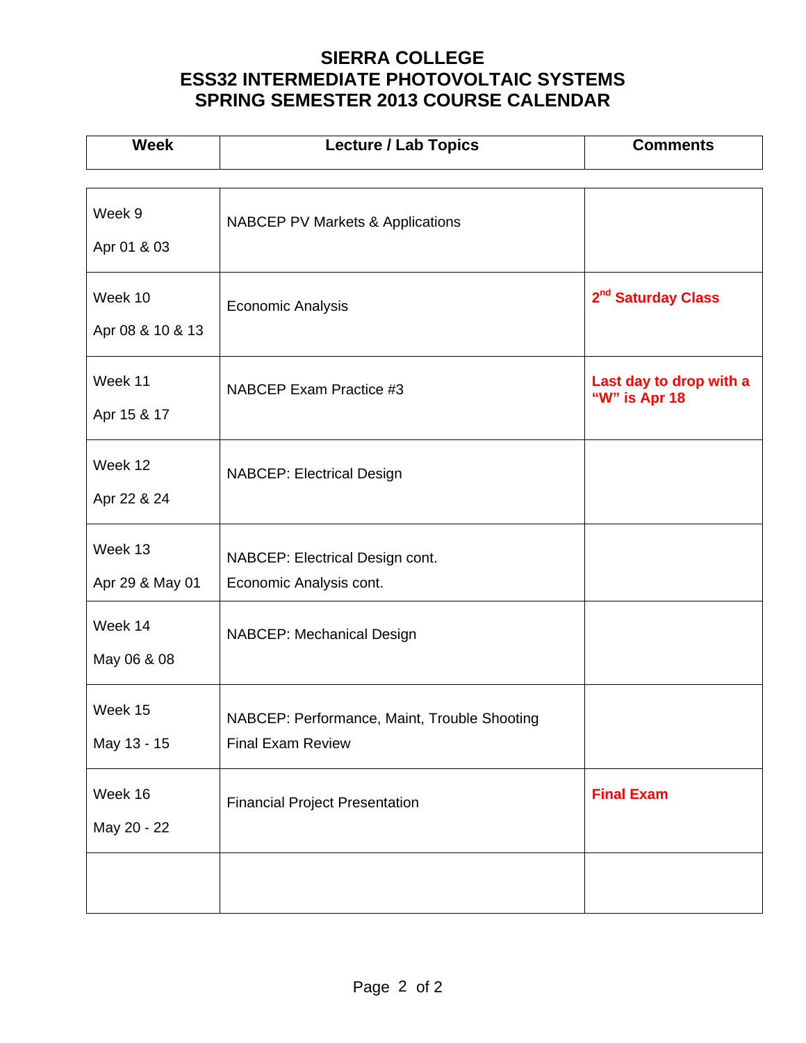# SIERRA COLLEGE
# ESS32 INTERMEDIATE PHOTOVOLTAIC SYSTEMS
# SPRING SEMESTER 2013 COURSE CALENDAR

| Week | Lecture / Lab Topics | Comments |
|---|---|---|
| Week 9<br>Apr 01 & 03 | NABCEP PV Markets & Applications | |
| Week 10<br>Apr 08 & 10 & 13 | Economic Analysis | **2nd Saturday Class** |
| Week 11<br>Apr 15 & 17 | NABCEP Exam Practice #3 | **Last day to drop with a "W" is Apr 18** |
| Week 12<br>Apr 22 & 24 | NABCEP: Electrical Design | |
| Week 13<br>Apr 29 & May 01 | NABCEP: Electrical Design cont.<br>Economic Analysis cont. | |
| Week 14<br>May 06 & 08 | NABCEP: Mechanical Design | |
| Week 15<br>May 13 - 15 | NABCEP: Performance, Maint, Trouble Shooting<br>Final Exam Review | |
| Week 16<br>May 20 - 22 | Financial Project Presentation | **Final Exam** |
| | | |